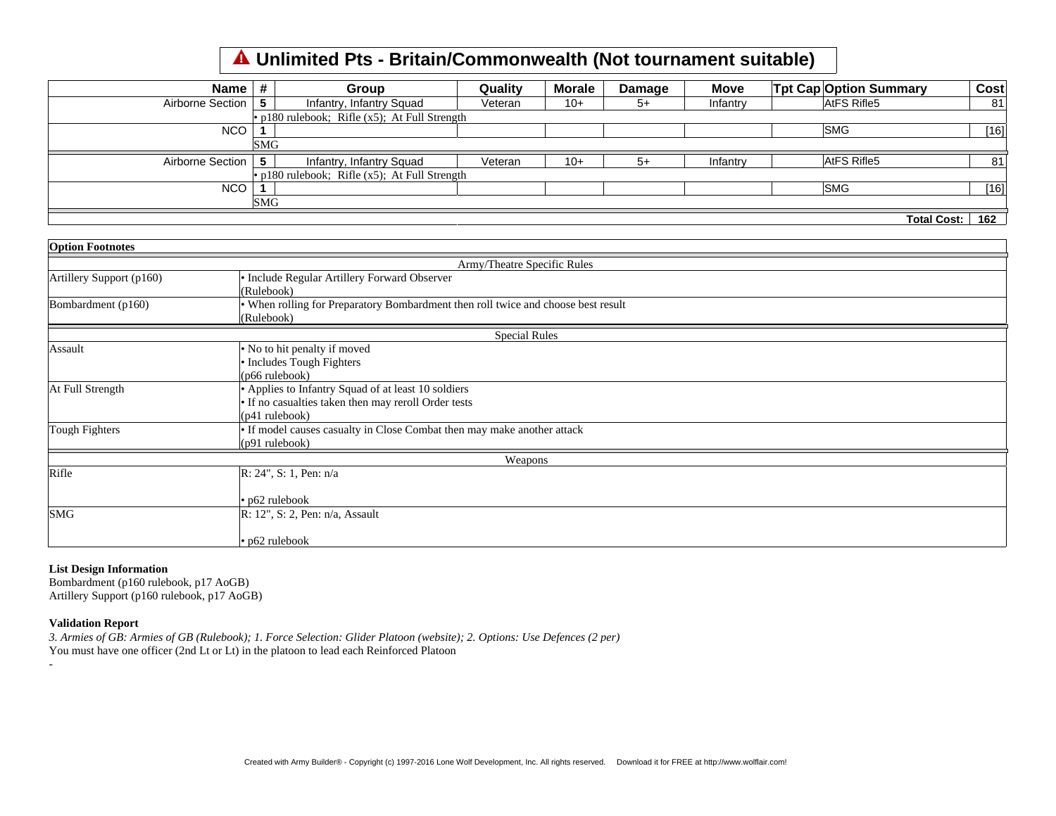# ⚠ Unlimited Pts - Britain/Commonwealth (Not tournament suitable)

| Name | # | Group | Quality | Morale | Damage | Move | Tpt Cap | Option Summary | Cost |
|---|---|---|---|---|---|---|---|---|---|
| Airborne Section | 5 | Infantry, Infantry Squad | Veteran | 10+ | 5+ | Infantry | | AtFS Rifle5 | 81 |
| | • p180 rulebook; Rifle (x5); At Full Strength | | | | | | | | |
| NCO | 1 | | | | | | | SMG | [16] |
| | SMG | | | | | | | | |
| Airborne Section | 5 | Infantry, Infantry Squad | Veteran | 10+ | 5+ | Infantry | | AtFS Rifle5 | 81 |
| | • p180 rulebook; Rifle (x5); At Full Strength | | | | | | | | |
| NCO | 1 | | | | | | | SMG | [16] |
| | SMG | | | | | | | | |
| | | | | | | | | **Total Cost:** | **162** |

**Option Footnotes**

| | |
|---|---|
| | Army/Theatre Specific Rules |
| Artillery Support (p160) | • Include Regular Artillery Forward Observer<br>(Rulebook) |
| Bombardment (p160) | • When rolling for Preparatory Bombardment then roll twice and choose best result<br>(Rulebook) |
| | Special Rules |
| Assault | • No to hit penalty if moved<br>• Includes Tough Fighters<br>(p66 rulebook) |
| At Full Strength | • Applies to Infantry Squad of at least 10 soldiers<br>• If no casualties taken then may reroll Order tests<br>(p41 rulebook) |
| Tough Fighters | • If model causes casualty in Close Combat then may make another attack<br>(p91 rulebook) |
| | Weapons |
| Rifle | R: 24", S: 1, Pen: n/a<br><br>• p62 rulebook |
| SMG | R: 12", S: 2, Pen: n/a, Assault<br><br>• p62 rulebook |

**List Design Information**

Bombardment (p160 rulebook, p17 AoGB)
Artillery Support (p160 rulebook, p17 AoGB)

**Validation Report**

*3. Armies of GB: Armies of GB (Rulebook); 1. Force Selection: Glider Platoon (website); 2. Options: Use Defences (2 per)*
You must have one officer (2nd Lt or Lt) in the platoon to lead each Reinforced Platoon
-

Created with Army Builder® - Copyright (c) 1997-2016 Lone Wolf Development, Inc. All rights reserved. Download it for FREE at http://www.wolflair.com!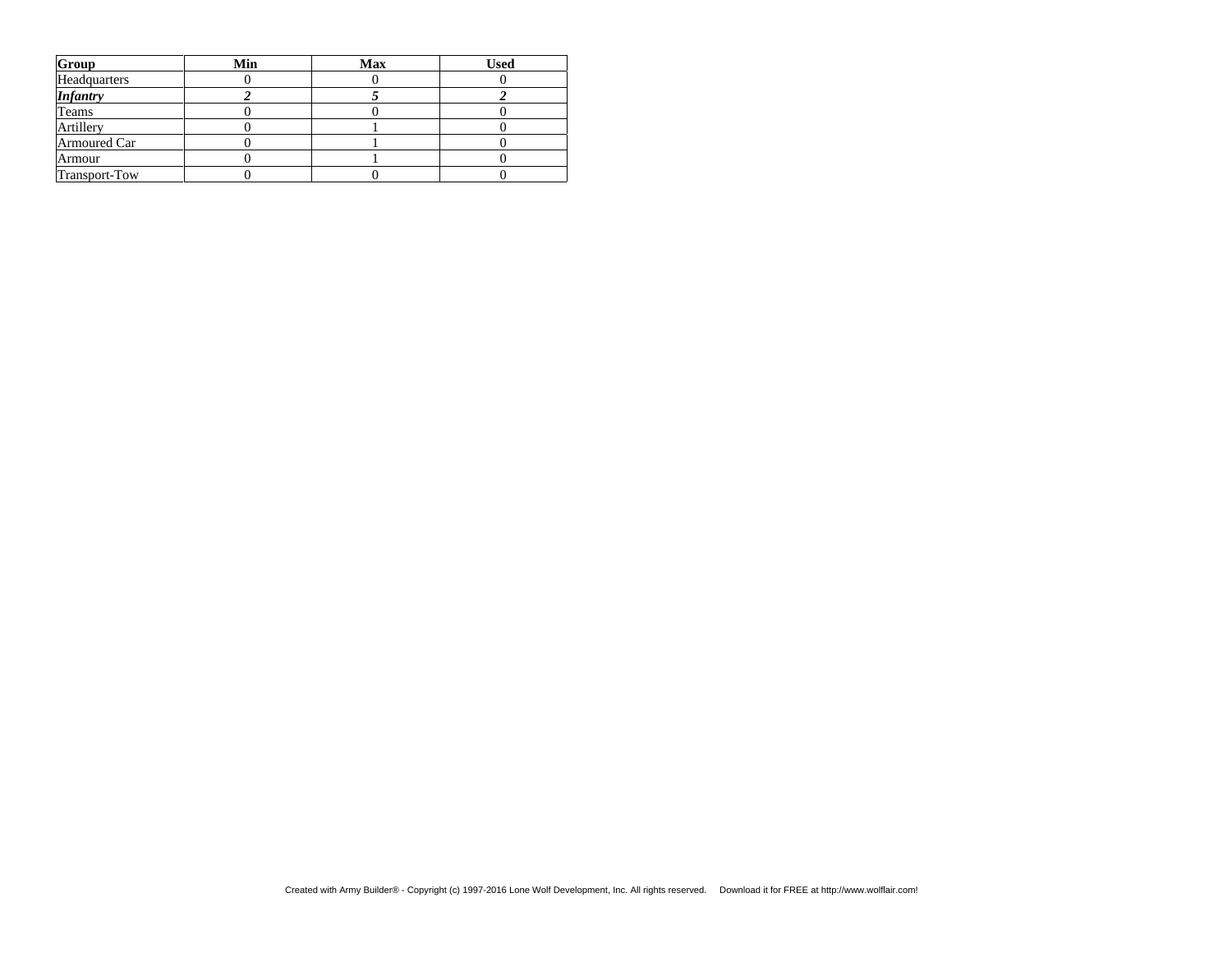| Group | Min | Max | Used |
|---|---|---|---|
| Headquarters | 0 | 0 | 0 |
| ***Infantry*** | ***2*** | ***5*** | ***2*** |
| Teams | 0 | 0 | 0 |
| Artillery | 0 | 1 | 0 |
| Armoured Car | 0 | 1 | 0 |
| Armour | 0 | 1 | 0 |
| Transport-Tow | 0 | 0 | 0 |

Created with Army Builder® - Copyright (c) 1997-2016 Lone Wolf Development, Inc. All rights reserved. Download it for FREE at http://www.wolflair.com!